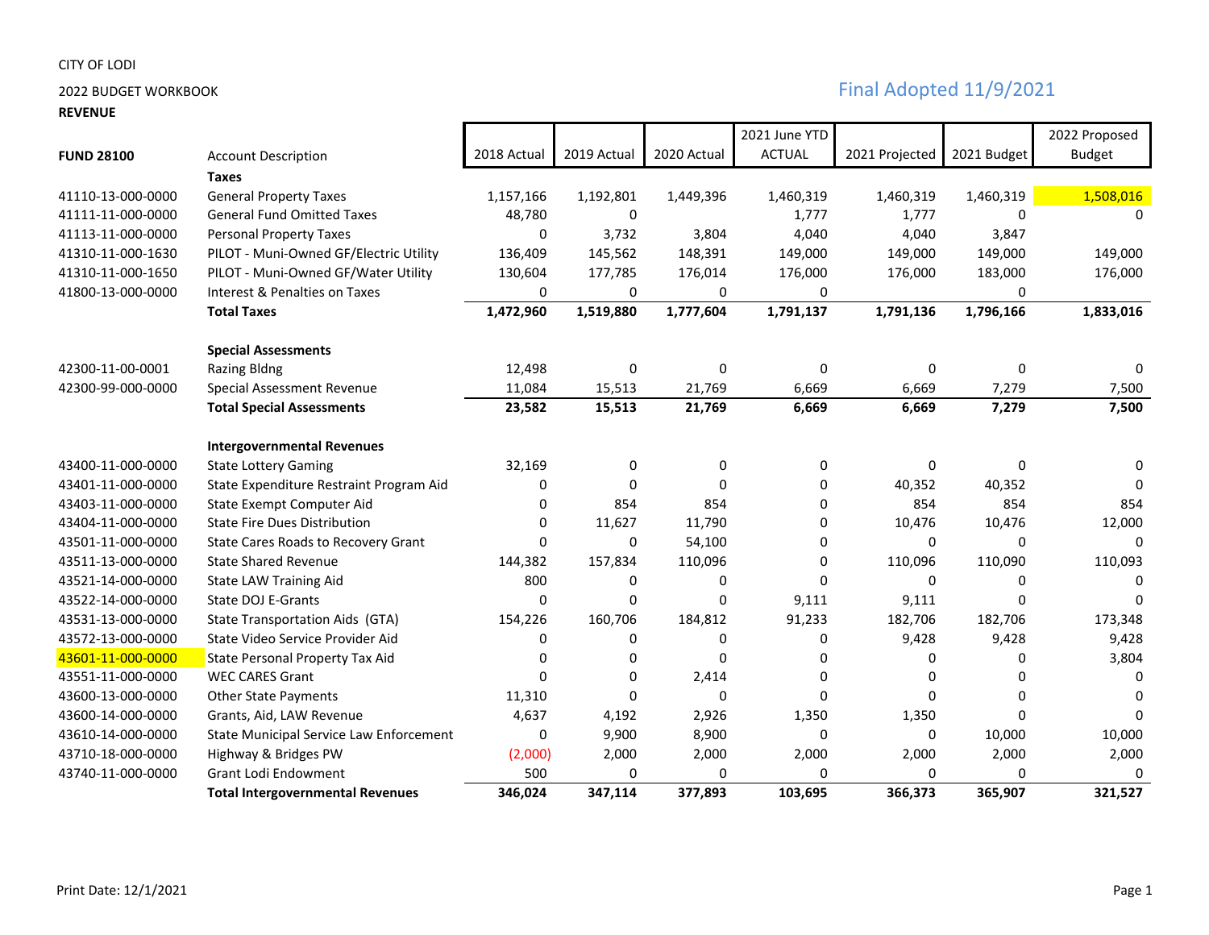CITY OF LODI

2022 BUDGET WORKBOOK

**REVENUE**

Final Adopted 11/9/2021

| FUND 28100 | Account Description | 2018 Actual | 2019 Actual | 2020 Actual | 2021 June YTD ACTUAL | 2021 Projected | 2021 Budget | 2022 Proposed Budget |
|---|---|---|---|---|---|---|---|---|
| | **Taxes** | | | | | | | |
| 41110-13-000-0000 | General Property Taxes | 1,157,166 | 1,192,801 | 1,449,396 | 1,460,319 | 1,460,319 | 1,460,319 | 1,508,016 |
| 41111-11-000-0000 | General Fund Omitted Taxes | 48,780 | 0 | | 1,777 | 1,777 | 0 | 0 |
| 41113-11-000-0000 | Personal Property Taxes | 0 | 3,732 | 3,804 | 4,040 | 4,040 | 3,847 | |
| 41310-11-000-1630 | PILOT - Muni-Owned GF/Electric Utility | 136,409 | 145,562 | 148,391 | 149,000 | 149,000 | 149,000 | 149,000 |
| 41310-11-000-1650 | PILOT - Muni-Owned GF/Water Utility | 130,604 | 177,785 | 176,014 | 176,000 | 176,000 | 183,000 | 176,000 |
| 41800-13-000-0000 | Interest & Penalties on Taxes | 0 | 0 | 0 | 0 | | 0 | |
| | **Total Taxes** | **1,472,960** | **1,519,880** | **1,777,604** | **1,791,137** | **1,791,136** | **1,796,166** | **1,833,016** |
| | | | | | | | | |
| | **Special Assessments** | | | | | | | |
| 42300-11-00-0001 | Razing Bldng | 12,498 | 0 | 0 | 0 | 0 | 0 | 0 |
| 42300-99-000-0000 | Special Assessment Revenue | 11,084 | 15,513 | 21,769 | 6,669 | 6,669 | 7,279 | 7,500 |
| | **Total Special Assessments** | **23,582** | **15,513** | **21,769** | **6,669** | **6,669** | **7,279** | **7,500** |
| | | | | | | | | |
| | **Intergovernmental Revenues** | | | | | | | |
| 43400-11-000-0000 | State Lottery Gaming | 32,169 | 0 | 0 | 0 | 0 | 0 | 0 |
| 43401-11-000-0000 | State Expenditure Restraint Program Aid | 0 | 0 | 0 | 0 | 40,352 | 40,352 | 0 |
| 43403-11-000-0000 | State Exempt Computer Aid | 0 | 854 | 854 | 0 | 854 | 854 | 854 |
| 43404-11-000-0000 | State Fire Dues Distribution | 0 | 11,627 | 11,790 | 0 | 10,476 | 10,476 | 12,000 |
| 43501-11-000-0000 | State Cares Roads to Recovery Grant | 0 | 0 | 54,100 | 0 | 0 | 0 | 0 |
| 43511-13-000-0000 | State Shared Revenue | 144,382 | 157,834 | 110,096 | 0 | 110,096 | 110,090 | 110,093 |
| 43521-14-000-0000 | State LAW Training Aid | 800 | 0 | 0 | 0 | 0 | 0 | 0 |
| 43522-14-000-0000 | State DOJ E-Grants | 0 | 0 | 0 | 9,111 | 9,111 | 0 | 0 |
| 43531-13-000-0000 | State Transportation Aids (GTA) | 154,226 | 160,706 | 184,812 | 91,233 | 182,706 | 182,706 | 173,348 |
| 43572-13-000-0000 | State Video Service Provider Aid | 0 | 0 | 0 | 0 | 9,428 | 9,428 | 9,428 |
| 43601-11-000-0000 | State Personal Property Tax Aid | 0 | 0 | 0 | 0 | 0 | 0 | 3,804 |
| 43551-11-000-0000 | WEC CARES Grant | 0 | 0 | 2,414 | 0 | 0 | 0 | 0 |
| 43600-13-000-0000 | Other State Payments | 11,310 | 0 | 0 | 0 | 0 | 0 | 0 |
| 43600-14-000-0000 | Grants, Aid, LAW Revenue | 4,637 | 4,192 | 2,926 | 1,350 | 1,350 | 0 | 0 |
| 43610-14-000-0000 | State Municipal Service Law Enforcement | 0 | 9,900 | 8,900 | 0 | 0 | 10,000 | 10,000 |
| 43710-18-000-0000 | Highway & Bridges PW | (2,000) | 2,000 | 2,000 | 2,000 | 2,000 | 2,000 | 2,000 |
| 43740-11-000-0000 | Grant Lodi Endowment | 500 | 0 | 0 | 0 | 0 | 0 | 0 |
| | **Total Intergovernmental Revenues** | **346,024** | **347,114** | **377,893** | **103,695** | **366,373** | **365,907** | **321,527** |

Print Date: 12/1/2021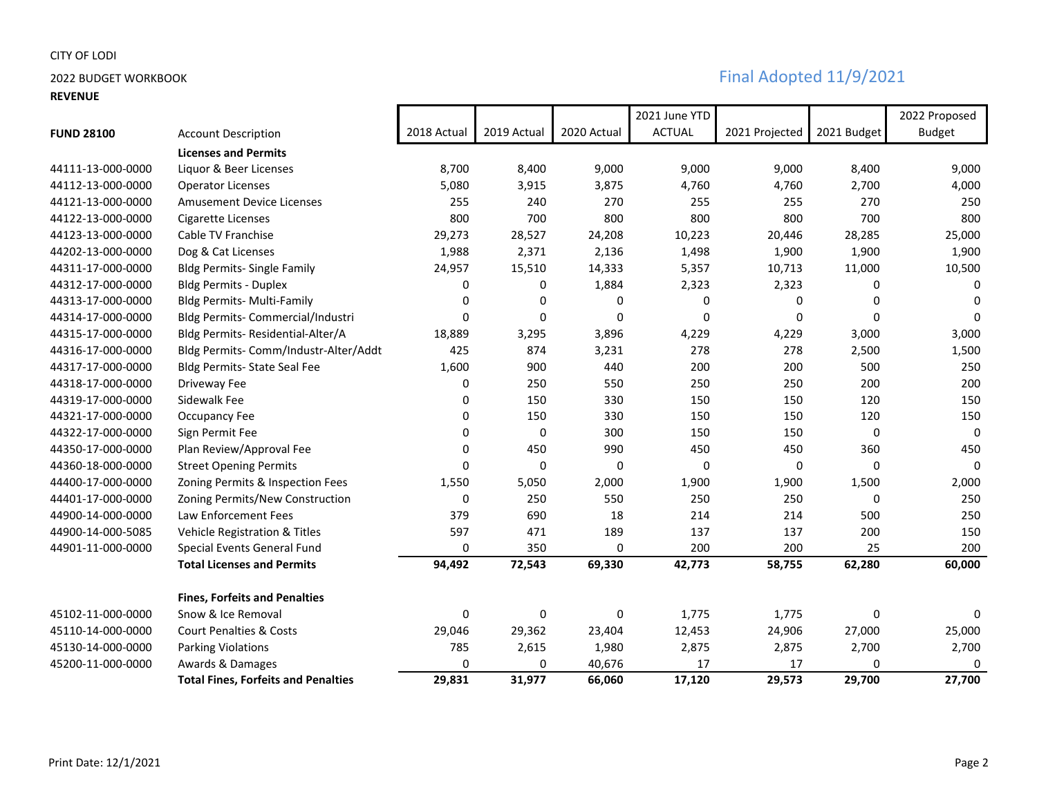CITY OF LODI

2022 BUDGET WORKBOOK

**REVENUE**

Final Adopted 11/9/2021

| FUND 28100 | Account Description | 2018 Actual | 2019 Actual | 2020 Actual | 2021 June YTD ACTUAL | 2021 Projected | 2021 Budget | 2022 Proposed Budget |
|---|---|---|---|---|---|---|---|---|
| | **Licenses and Permits** | | | | | | | |
| 44111-13-000-0000 | Liquor & Beer Licenses | 8,700 | 8,400 | 9,000 | 9,000 | 9,000 | 8,400 | 9,000 |
| 44112-13-000-0000 | Operator Licenses | 5,080 | 3,915 | 3,875 | 4,760 | 4,760 | 2,700 | 4,000 |
| 44121-13-000-0000 | Amusement Device Licenses | 255 | 240 | 270 | 255 | 255 | 270 | 250 |
| 44122-13-000-0000 | Cigarette Licenses | 800 | 700 | 800 | 800 | 800 | 700 | 800 |
| 44123-13-000-0000 | Cable TV Franchise | 29,273 | 28,527 | 24,208 | 10,223 | 20,446 | 28,285 | 25,000 |
| 44202-13-000-0000 | Dog & Cat Licenses | 1,988 | 2,371 | 2,136 | 1,498 | 1,900 | 1,900 | 1,900 |
| 44311-17-000-0000 | Bldg Permits- Single Family | 24,957 | 15,510 | 14,333 | 5,357 | 10,713 | 11,000 | 10,500 |
| 44312-17-000-0000 | Bldg Permits - Duplex | 0 | 0 | 1,884 | 2,323 | 2,323 | 0 | 0 |
| 44313-17-000-0000 | Bldg Permits- Multi-Family | 0 | 0 | 0 | 0 | 0 | 0 | 0 |
| 44314-17-000-0000 | Bldg Permits- Commercial/Industri | 0 | 0 | 0 | 0 | 0 | 0 | 0 |
| 44315-17-000-0000 | Bldg Permits- Residential-Alter/A | 18,889 | 3,295 | 3,896 | 4,229 | 4,229 | 3,000 | 3,000 |
| 44316-17-000-0000 | Bldg Permits- Comm/Industr-Alter/Addt | 425 | 874 | 3,231 | 278 | 278 | 2,500 | 1,500 |
| 44317-17-000-0000 | Bldg Permits- State Seal Fee | 1,600 | 900 | 440 | 200 | 200 | 500 | 250 |
| 44318-17-000-0000 | Driveway Fee | 0 | 250 | 550 | 250 | 250 | 200 | 200 |
| 44319-17-000-0000 | Sidewalk Fee | 0 | 150 | 330 | 150 | 150 | 120 | 150 |
| 44321-17-000-0000 | Occupancy Fee | 0 | 150 | 330 | 150 | 150 | 120 | 150 |
| 44322-17-000-0000 | Sign Permit Fee | 0 | 0 | 300 | 150 | 150 | 0 | 0 |
| 44350-17-000-0000 | Plan Review/Approval Fee | 0 | 450 | 990 | 450 | 450 | 360 | 450 |
| 44360-18-000-0000 | Street Opening Permits | 0 | 0 | 0 | 0 | 0 | 0 | 0 |
| 44400-17-000-0000 | Zoning Permits & Inspection Fees | 1,550 | 5,050 | 2,000 | 1,900 | 1,900 | 1,500 | 2,000 |
| 44401-17-000-0000 | Zoning Permits/New Construction | 0 | 250 | 550 | 250 | 250 | 0 | 250 |
| 44900-14-000-0000 | Law Enforcement Fees | 379 | 690 | 18 | 214 | 214 | 500 | 250 |
| 44900-14-000-5085 | Vehicle Registration & Titles | 597 | 471 | 189 | 137 | 137 | 200 | 150 |
| 44901-11-000-0000 | Special Events General Fund | 0 | 350 | 0 | 200 | 200 | 25 | 200 |
| | **Total Licenses and Permits** | **94,492** | **72,543** | **69,330** | **42,773** | **58,755** | **62,280** | **60,000** |
| | | | | | | | | |
| | **Fines, Forfeits and Penalties** | | | | | | | |
| 45102-11-000-0000 | Snow & Ice Removal | 0 | 0 | 0 | 1,775 | 1,775 | 0 | 0 |
| 45110-14-000-0000 | Court Penalties & Costs | 29,046 | 29,362 | 23,404 | 12,453 | 24,906 | 27,000 | 25,000 |
| 45130-14-000-0000 | Parking Violations | 785 | 2,615 | 1,980 | 2,875 | 2,875 | 2,700 | 2,700 |
| 45200-11-000-0000 | Awards & Damages | 0 | 0 | 40,676 | 17 | 17 | 0 | 0 |
| | **Total Fines, Forfeits and Penalties** | **29,831** | **31,977** | **66,060** | **17,120** | **29,573** | **29,700** | **27,700** |

Print Date: 12/1/2021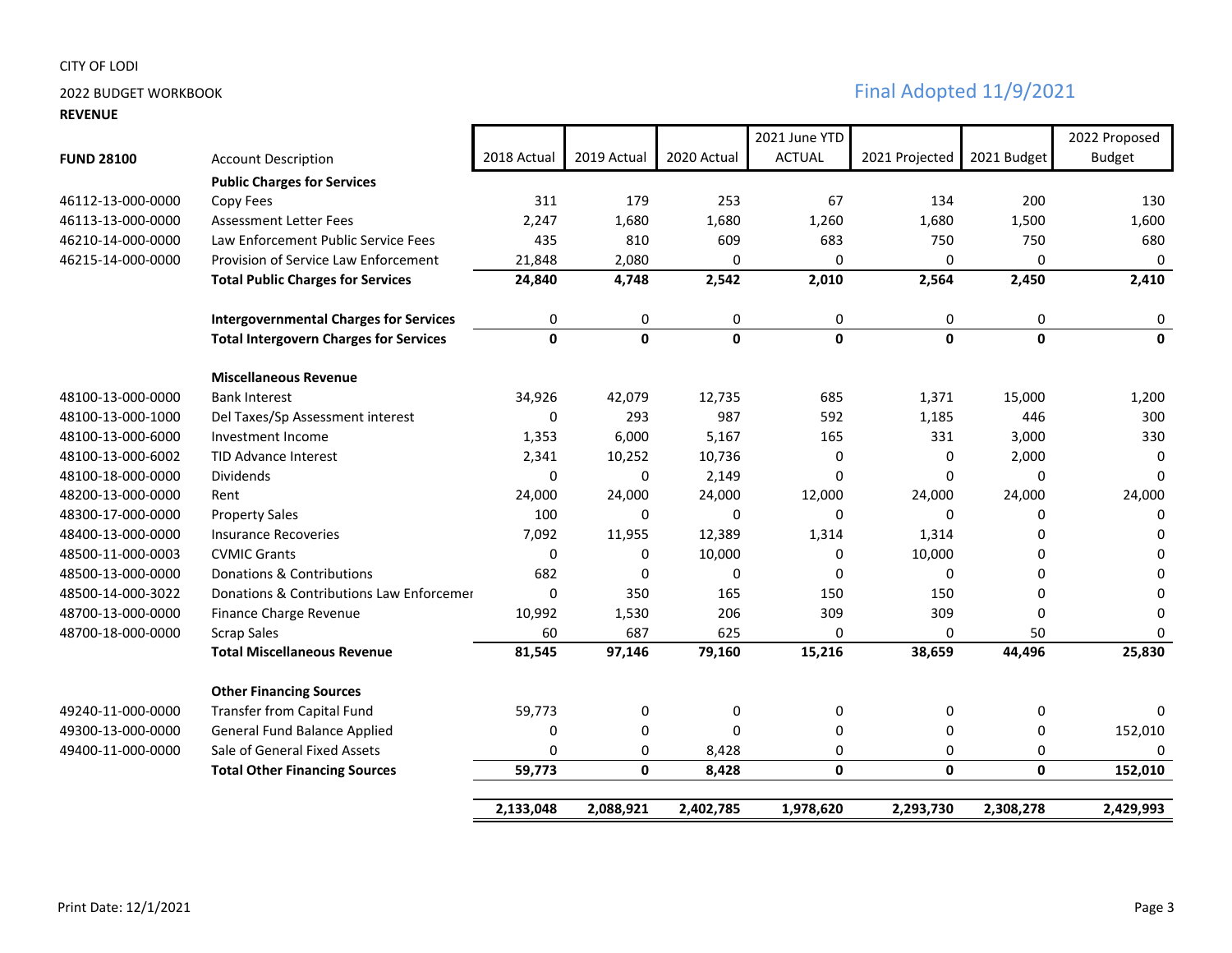CITY OF LODI

2022 BUDGET WORKBOOK

**REVENUE**

Final Adopted 11/9/2021

| FUND 28100 | Account Description | 2018 Actual | 2019 Actual | 2020 Actual | 2021 June YTD ACTUAL | 2021 Projected | 2021 Budget | 2022 Proposed Budget |
|---|---|---|---|---|---|---|---|---|
| | **Public Charges for Services** | | | | | | | |
| 46112-13-000-0000 | Copy Fees | 311 | 179 | 253 | 67 | 134 | 200 | 130 |
| 46113-13-000-0000 | Assessment Letter Fees | 2,247 | 1,680 | 1,680 | 1,260 | 1,680 | 1,500 | 1,600 |
| 46210-14-000-0000 | Law Enforcement Public Service Fees | 435 | 810 | 609 | 683 | 750 | 750 | 680 |
| 46215-14-000-0000 | Provision of Service Law Enforcement | 21,848 | 2,080 | 0 | 0 | 0 | 0 | 0 |
| | **Total Public Charges for Services** | **24,840** | **4,748** | **2,542** | **2,010** | **2,564** | **2,450** | **2,410** |
| | | | | | | | | |
| | **Intergovernmental Charges for Services** | 0 | 0 | 0 | 0 | 0 | 0 | 0 |
| | **Total Intergovern Charges for Services** | **0** | **0** | **0** | **0** | **0** | **0** | **0** |
| | | | | | | | | |
| | **Miscellaneous Revenue** | | | | | | | |
| 48100-13-000-0000 | Bank Interest | 34,926 | 42,079 | 12,735 | 685 | 1,371 | 15,000 | 1,200 |
| 48100-13-000-1000 | Del Taxes/Sp Assessment interest | 0 | 293 | 987 | 592 | 1,185 | 446 | 300 |
| 48100-13-000-6000 | Investment Income | 1,353 | 6,000 | 5,167 | 165 | 331 | 3,000 | 330 |
| 48100-13-000-6002 | TID Advance Interest | 2,341 | 10,252 | 10,736 | 0 | 0 | 2,000 | 0 |
| 48100-18-000-0000 | Dividends | 0 | 0 | 2,149 | 0 | 0 | 0 | 0 |
| 48200-13-000-0000 | Rent | 24,000 | 24,000 | 24,000 | 12,000 | 24,000 | 24,000 | 24,000 |
| 48300-17-000-0000 | Property Sales | 100 | 0 | 0 | 0 | 0 | 0 | 0 |
| 48400-13-000-0000 | Insurance Recoveries | 7,092 | 11,955 | 12,389 | 1,314 | 1,314 | 0 | 0 |
| 48500-11-000-0003 | CVMIC Grants | 0 | 0 | 10,000 | 0 | 10,000 | 0 | 0 |
| 48500-13-000-0000 | Donations & Contributions | 682 | 0 | 0 | 0 | 0 | 0 | 0 |
| 48500-14-000-3022 | Donations & Contributions Law Enforcemer | 0 | 350 | 165 | 150 | 150 | 0 | 0 |
| 48700-13-000-0000 | Finance Charge Revenue | 10,992 | 1,530 | 206 | 309 | 309 | 0 | 0 |
| 48700-18-000-0000 | Scrap Sales | 60 | 687 | 625 | 0 | 0 | 50 | 0 |
| | **Total Miscellaneous Revenue** | **81,545** | **97,146** | **79,160** | **15,216** | **38,659** | **44,496** | **25,830** |
| | | | | | | | | |
| | **Other Financing Sources** | | | | | | | |
| 49240-11-000-0000 | Transfer from Capital Fund | 59,773 | 0 | 0 | 0 | 0 | 0 | 0 |
| 49300-13-000-0000 | General Fund Balance Applied | 0 | 0 | 0 | 0 | 0 | 0 | 152,010 |
| 49400-11-000-0000 | Sale of General Fixed Assets | 0 | 0 | 8,428 | 0 | 0 | 0 | 0 |
| | **Total Other Financing Sources** | **59,773** | **0** | **8,428** | **0** | **0** | **0** | **152,010** |
| | | | | | | | | |
| | | **2,133,048** | **2,088,921** | **2,402,785** | **1,978,620** | **2,293,730** | **2,308,278** | **2,429,993** |

Print Date: 12/1/2021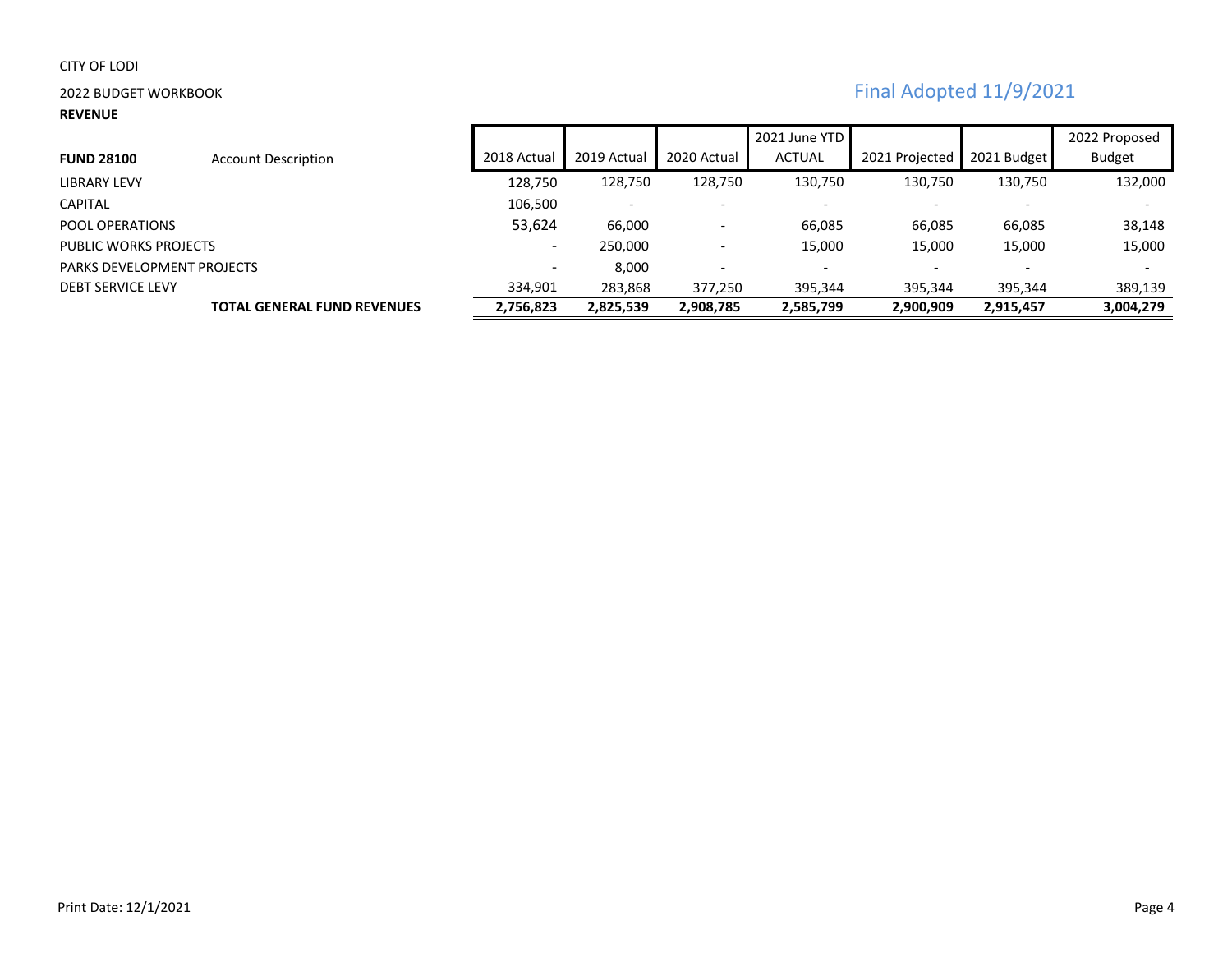CITY OF LODI

2022 BUDGET WORKBOOK

**REVENUE**

Final Adopted 11/9/2021

| **FUND 28100** | Account Description | 2018 Actual | 2019 Actual | 2020 Actual | 2021 June YTD ACTUAL | 2021 Projected | 2021 Budget | 2022 Proposed Budget |
|---|---|---|---|---|---|---|---|---|
| LIBRARY LEVY | | 128,750 | 128,750 | 128,750 | 130,750 | 130,750 | 130,750 | 132,000 |
| CAPITAL | | 106,500 | - | - | - | - | - | - |
| POOL OPERATIONS | | 53,624 | 66,000 | - | 66,085 | 66,085 | 66,085 | 38,148 |
| PUBLIC WORKS PROJECTS | | - | 250,000 | - | 15,000 | 15,000 | 15,000 | 15,000 |
| PARKS DEVELOPMENT PROJECTS | | - | 8,000 | - | - | - | - | - |
| DEBT SERVICE LEVY | | 334,901 | 283,868 | 377,250 | 395,344 | 395,344 | 395,344 | 389,139 |
| | **TOTAL GENERAL FUND REVENUES** | **2,756,823** | **2,825,539** | **2,908,785** | **2,585,799** | **2,900,909** | **2,915,457** | **3,004,279** |

Print Date: 12/1/2021